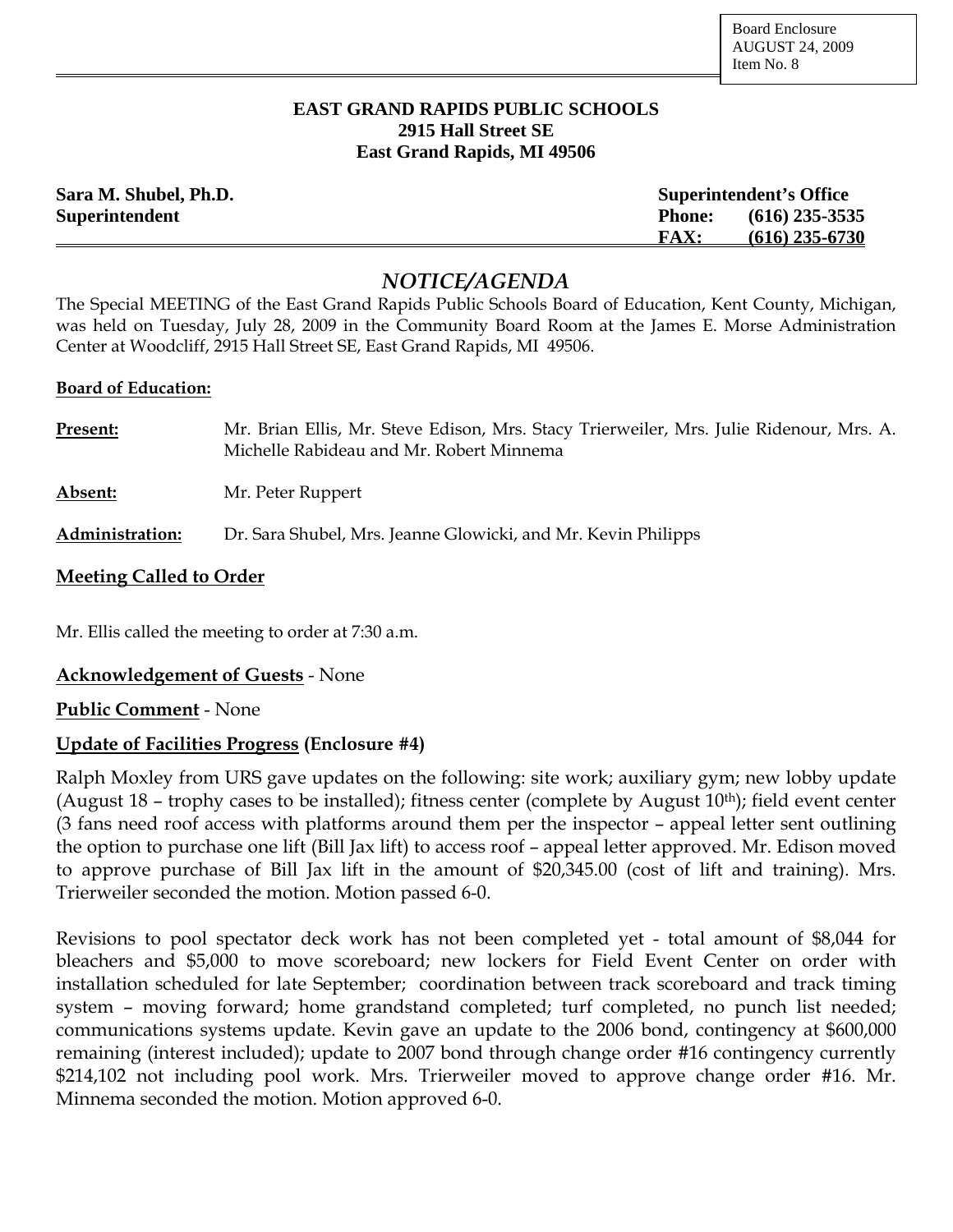Board Enclosure
AUGUST 24, 2009
Item No. 8

**EAST GRAND RAPIDS PUBLIC SCHOOLS**
**2915 Hall Street SE**
**East Grand Rapids, MI 49506**

**Sara M. Shubel, Ph.D.**
**Superintendent**

**Superintendent's Office**
**Phone: (616) 235-3535**
**FAX: (616) 235-6730**

# *NOTICE/AGENDA*

The Special MEETING of the East Grand Rapids Public Schools Board of Education, Kent County, Michigan, was held on Tuesday, July 28, 2009 in the Community Board Room at the James E. Morse Administration Center at Woodcliff, 2915 Hall Street SE, East Grand Rapids, MI 49506.

**Board of Education:**

**Present:** Mr. Brian Ellis, Mr. Steve Edison, Mrs. Stacy Trierweiler, Mrs. Julie Ridenour, Mrs. A. Michelle Rabideau and Mr. Robert Minnema

**Absent:** Mr. Peter Ruppert

**Administration:** Dr. Sara Shubel, Mrs. Jeanne Glowicki, and Mr. Kevin Philipps

## Meeting Called to Order

Mr. Ellis called the meeting to order at 7:30 a.m.

**Acknowledgement of Guests** - None

**Public Comment** - None

**Update of Facilities Progress (Enclosure #4)**

Ralph Moxley from URS gave updates on the following: site work; auxiliary gym; new lobby update (August 18 – trophy cases to be installed); fitness center (complete by August 10th); field event center (3 fans need roof access with platforms around them per the inspector – appeal letter sent outlining the option to purchase one lift (Bill Jax lift) to access roof – appeal letter approved. Mr. Edison moved to approve purchase of Bill Jax lift in the amount of $20,345.00 (cost of lift and training). Mrs. Trierweiler seconded the motion. Motion passed 6-0.

Revisions to pool spectator deck work has not been completed yet - total amount of $8,044 for bleachers and $5,000 to move scoreboard; new lockers for Field Event Center on order with installation scheduled for late September; coordination between track scoreboard and track timing system – moving forward; home grandstand completed; turf completed, no punch list needed; communications systems update. Kevin gave an update to the 2006 bond, contingency at $600,000 remaining (interest included); update to 2007 bond through change order #16 contingency currently $214,102 not including pool work. Mrs. Trierweiler moved to approve change order #16. Mr. Minnema seconded the motion. Motion approved 6-0.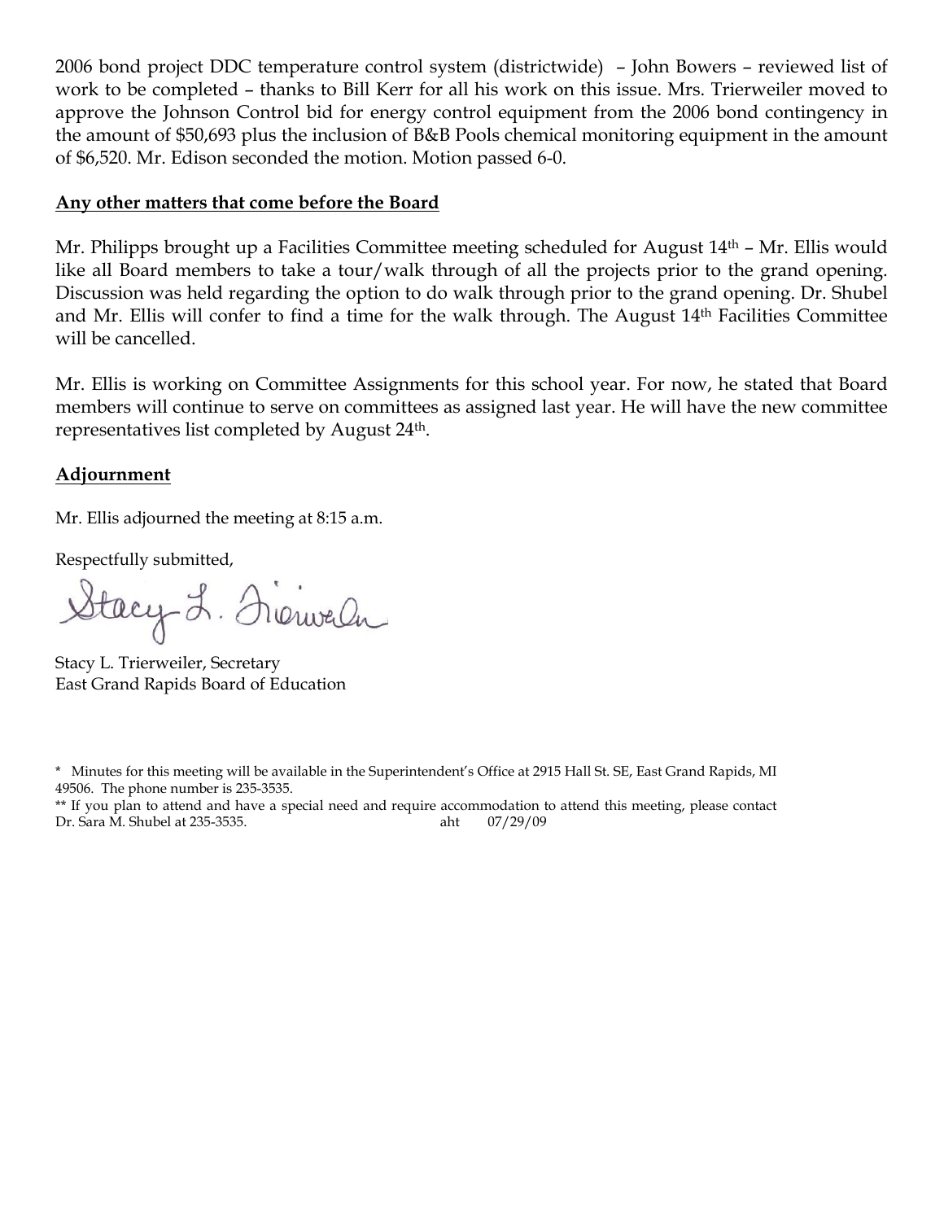2006 bond project DDC temperature control system (districtwide) – John Bowers – reviewed list of work to be completed – thanks to Bill Kerr for all his work on this issue. Mrs. Trierweiler moved to approve the Johnson Control bid for energy control equipment from the 2006 bond contingency in the amount of $50,693 plus the inclusion of B&B Pools chemical monitoring equipment in the amount of $6,520. Mr. Edison seconded the motion. Motion passed 6-0.

**Any other matters that come before the Board**

Mr. Philipps brought up a Facilities Committee meeting scheduled for August 14th – Mr. Ellis would like all Board members to take a tour/walk through of all the projects prior to the grand opening. Discussion was held regarding the option to do walk through prior to the grand opening. Dr. Shubel and Mr. Ellis will confer to find a time for the walk through. The August 14th Facilities Committee will be cancelled.

Mr. Ellis is working on Committee Assignments for this school year. For now, he stated that Board members will continue to serve on committees as assigned last year. He will have the new committee representatives list completed by August 24th.

**Adjournment**

Mr. Ellis adjourned the meeting at 8:15 a.m.

Respectfully submitted,

Stacy L. Trierweiler

Stacy L. Trierweiler, Secretary
East Grand Rapids Board of Education

\* Minutes for this meeting will be available in the Superintendent's Office at 2915 Hall St. SE, East Grand Rapids, MI 49506. The phone number is 235-3535.

\*\* If you plan to attend and have a special need and require accommodation to attend this meeting, please contact Dr. Sara M. Shubel at 235-3535. aht 07/29/09